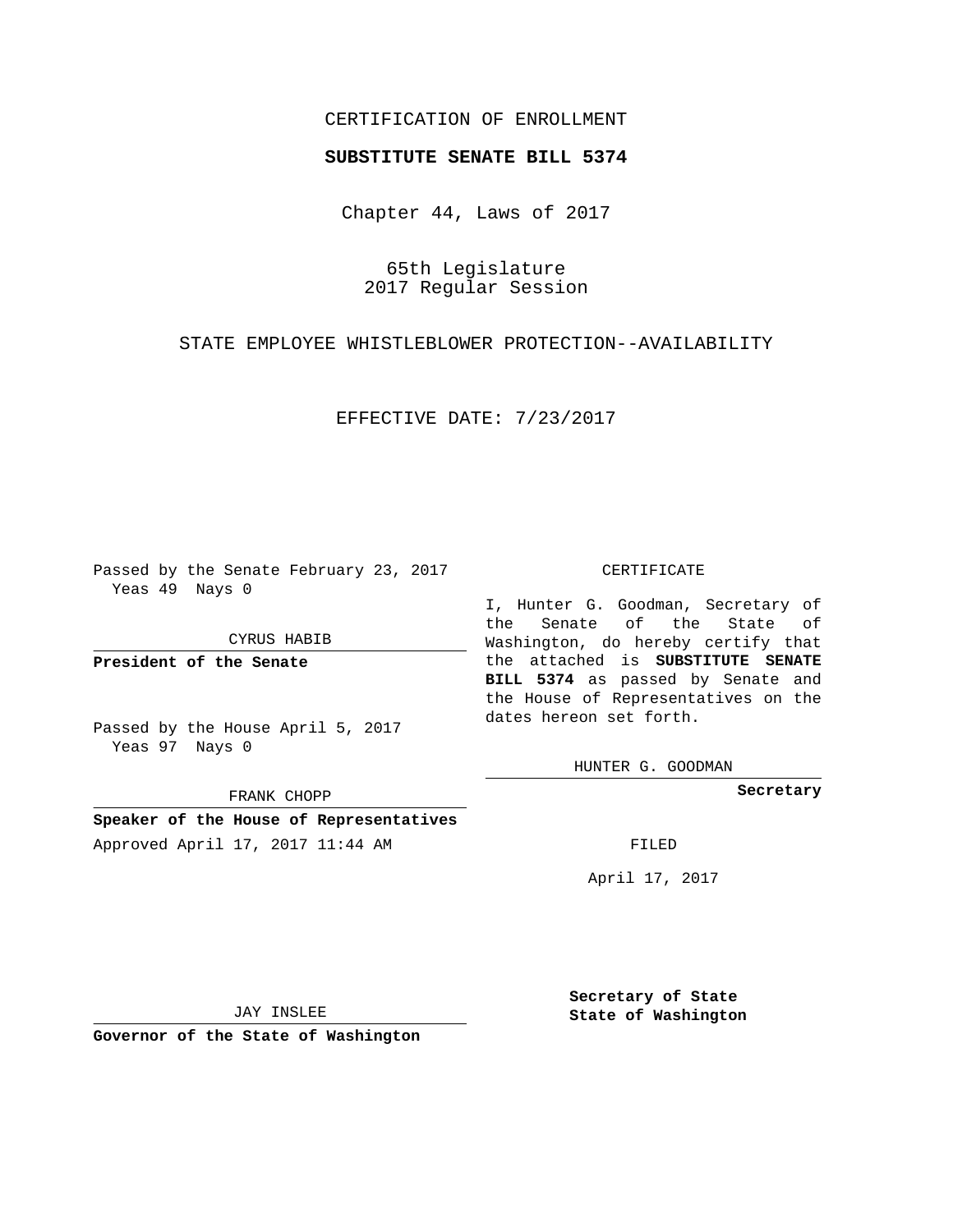CERTIFICATION OF ENROLLMENT

**SUBSTITUTE SENATE BILL 5374**

Chapter 44, Laws of 2017

65th Legislature
2017 Regular Session

STATE EMPLOYEE WHISTLEBLOWER PROTECTION--AVAILABILITY

EFFECTIVE DATE: 7/23/2017

Passed by the Senate February 23, 2017
Yeas 49 Nays 0

CYRUS HABIB

**President of the Senate**

Passed by the House April 5, 2017
Yeas 97 Nays 0

FRANK CHOPP

**Speaker of the House of Representatives**

Approved April 17, 2017 11:44 AM

JAY INSLEE

**Governor of the State of Washington**

CERTIFICATE

I, Hunter G. Goodman, Secretary of the Senate of the State of Washington, do hereby certify that the attached is **SUBSTITUTE SENATE BILL 5374** as passed by Senate and the House of Representatives on the dates hereon set forth.

HUNTER G. GOODMAN

**Secretary**

FILED

April 17, 2017

**Secretary of State**
**State of Washington**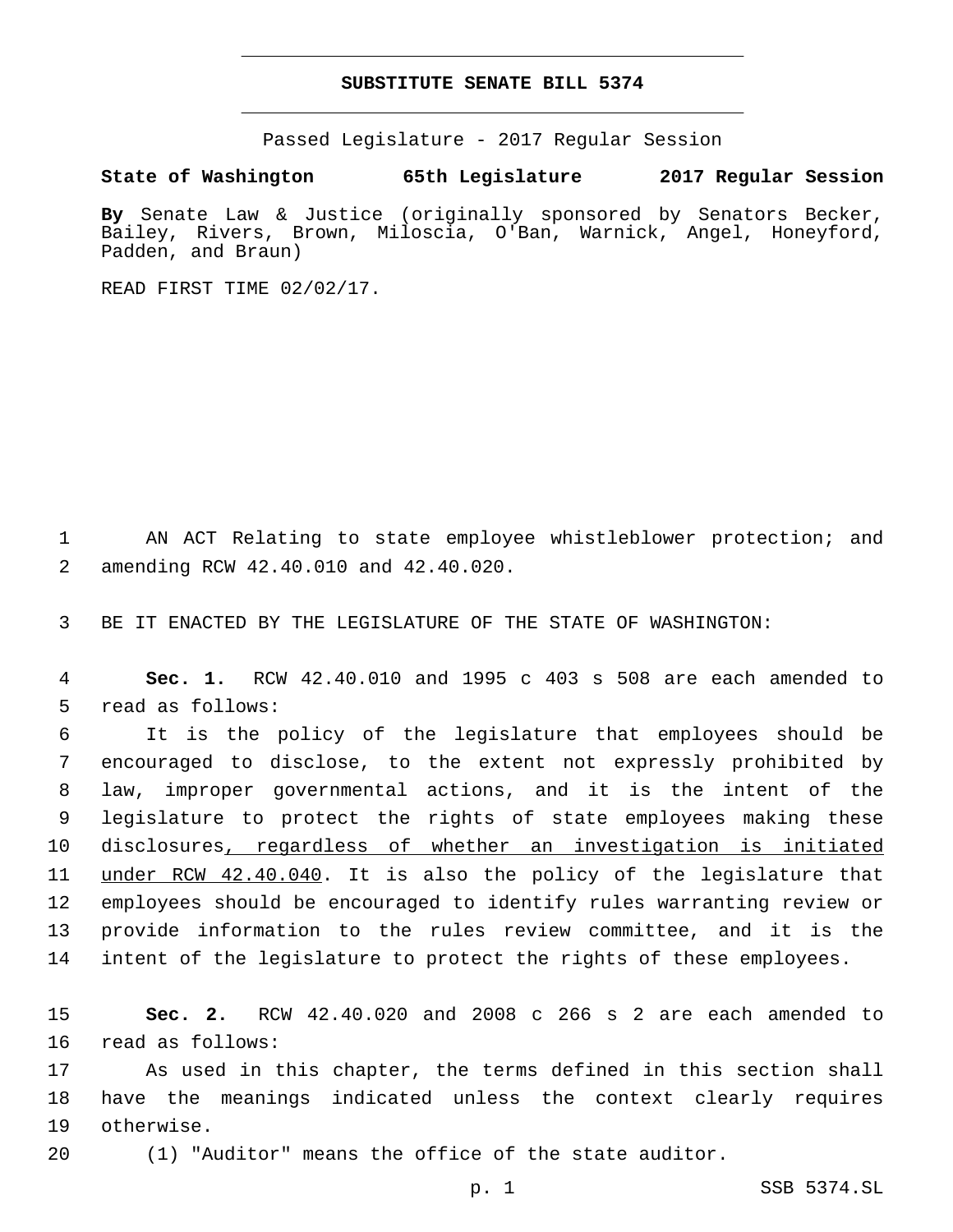# SUBSTITUTE SENATE BILL 5374

Passed Legislature - 2017 Regular Session

**State of Washington 65th Legislature 2017 Regular Session**

**By** Senate Law & Justice (originally sponsored by Senators Becker, Bailey, Rivers, Brown, Miloscia, O'Ban, Warnick, Angel, Honeyford, Padden, and Braun)

READ FIRST TIME 02/02/17.

1 AN ACT Relating to state employee whistleblower protection; and
2 amending RCW 42.40.010 and 42.40.020.

3 BE IT ENACTED BY THE LEGISLATURE OF THE STATE OF WASHINGTON:

4 **Sec. 1.** RCW 42.40.010 and 1995 c 403 s 508 are each amended to
5 read as follows:

6 It is the policy of the legislature that employees should be
7 encouraged to disclose, to the extent not expressly prohibited by
8 law, improper governmental actions, and it is the intent of the
9 legislature to protect the rights of state employees making these
10 disclosures<u>, regardless of whether an investigation is initiated</u>
11 <u>under RCW 42.40.040</u>. It is also the policy of the legislature that
12 employees should be encouraged to identify rules warranting review or
13 provide information to the rules review committee, and it is the
14 intent of the legislature to protect the rights of these employees.

15 **Sec. 2.** RCW 42.40.020 and 2008 c 266 s 2 are each amended to
16 read as follows:

17 As used in this chapter, the terms defined in this section shall
18 have the meanings indicated unless the context clearly requires
19 otherwise.

20 (1) "Auditor" means the office of the state auditor.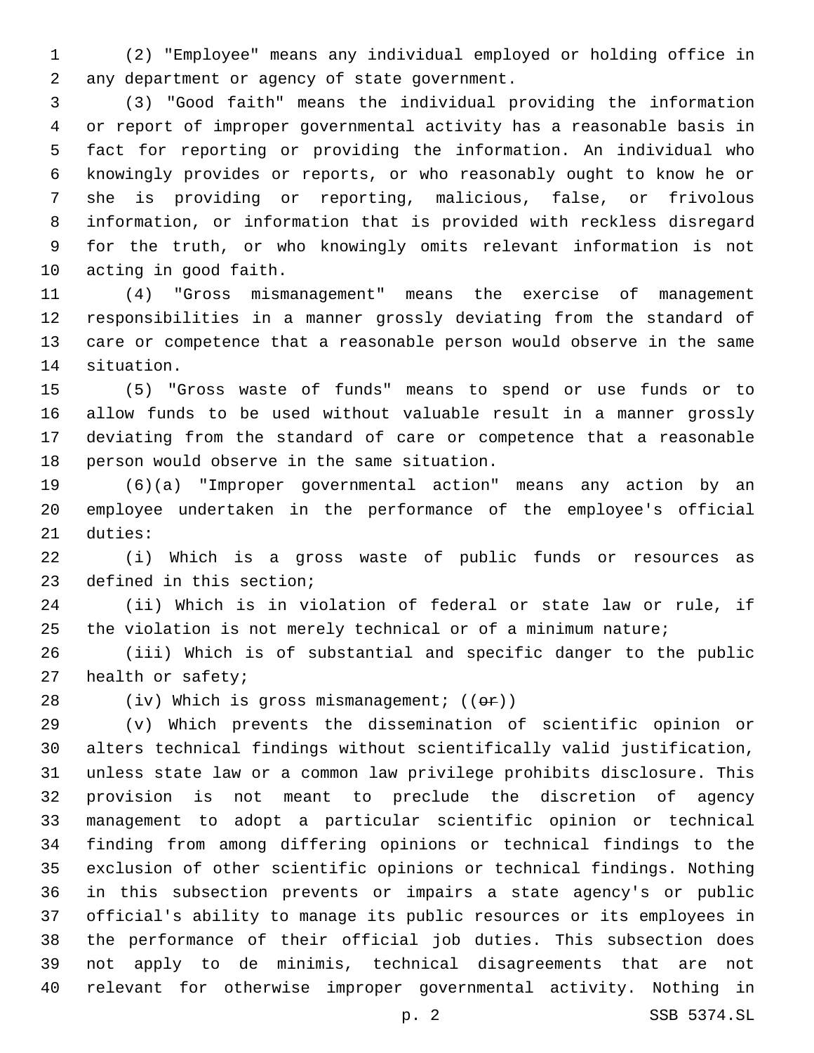(2) "Employee" means any individual employed or holding office in any department or agency of state government.

(3) "Good faith" means the individual providing the information or report of improper governmental activity has a reasonable basis in fact for reporting or providing the information. An individual who knowingly provides or reports, or who reasonably ought to know he or she is providing or reporting, malicious, false, or frivolous information, or information that is provided with reckless disregard for the truth, or who knowingly omits relevant information is not acting in good faith.

(4) "Gross mismanagement" means the exercise of management responsibilities in a manner grossly deviating from the standard of care or competence that a reasonable person would observe in the same situation.

(5) "Gross waste of funds" means to spend or use funds or to allow funds to be used without valuable result in a manner grossly deviating from the standard of care or competence that a reasonable person would observe in the same situation.

(6)(a) "Improper governmental action" means any action by an employee undertaken in the performance of the employee's official duties:

(i) Which is a gross waste of public funds or resources as defined in this section;

(ii) Which is in violation of federal or state law or rule, if the violation is not merely technical or of a minimum nature;

(iii) Which is of substantial and specific danger to the public health or safety;

(iv) Which is gross mismanagement; ((~~or~~))

(v) Which prevents the dissemination of scientific opinion or alters technical findings without scientifically valid justification, unless state law or a common law privilege prohibits disclosure. This provision is not meant to preclude the discretion of agency management to adopt a particular scientific opinion or technical finding from among differing opinions or technical findings to the exclusion of other scientific opinions or technical findings. Nothing in this subsection prevents or impairs a state agency's or public official's ability to manage its public resources or its employees in the performance of their official job duties. This subsection does not apply to de minimis, technical disagreements that are not relevant for otherwise improper governmental activity. Nothing in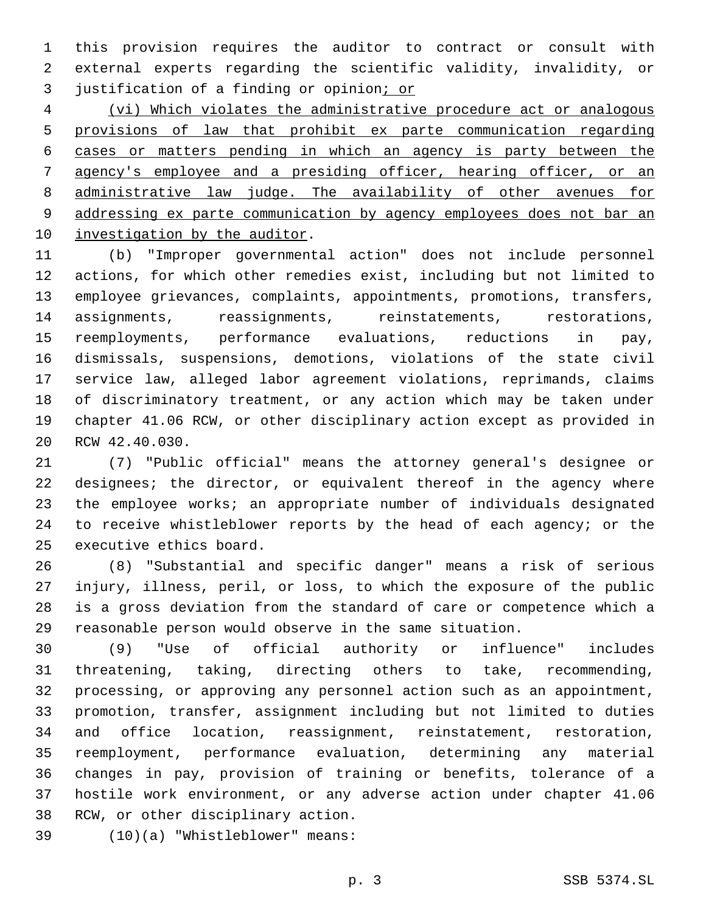this provision requires the auditor to contract or consult with external experts regarding the scientific validity, invalidity, or justification of a finding or opinion; or

(vi) Which violates the administrative procedure act or analogous provisions of law that prohibit ex parte communication regarding cases or matters pending in which an agency is party between the agency's employee and a presiding officer, hearing officer, or an administrative law judge. The availability of other avenues for addressing ex parte communication by agency employees does not bar an investigation by the auditor.

(b) "Improper governmental action" does not include personnel actions, for which other remedies exist, including but not limited to employee grievances, complaints, appointments, promotions, transfers, assignments, reassignments, reinstatements, restorations, reemployments, performance evaluations, reductions in pay, dismissals, suspensions, demotions, violations of the state civil service law, alleged labor agreement violations, reprimands, claims of discriminatory treatment, or any action which may be taken under chapter 41.06 RCW, or other disciplinary action except as provided in RCW 42.40.030.

(7) "Public official" means the attorney general's designee or designees; the director, or equivalent thereof in the agency where the employee works; an appropriate number of individuals designated to receive whistleblower reports by the head of each agency; or the executive ethics board.

(8) "Substantial and specific danger" means a risk of serious injury, illness, peril, or loss, to which the exposure of the public is a gross deviation from the standard of care or competence which a reasonable person would observe in the same situation.

(9) "Use of official authority or influence" includes threatening, taking, directing others to take, recommending, processing, or approving any personnel action such as an appointment, promotion, transfer, assignment including but not limited to duties and office location, reassignment, reinstatement, restoration, reemployment, performance evaluation, determining any material changes in pay, provision of training or benefits, tolerance of a hostile work environment, or any adverse action under chapter 41.06 RCW, or other disciplinary action.

(10)(a) "Whistleblower" means: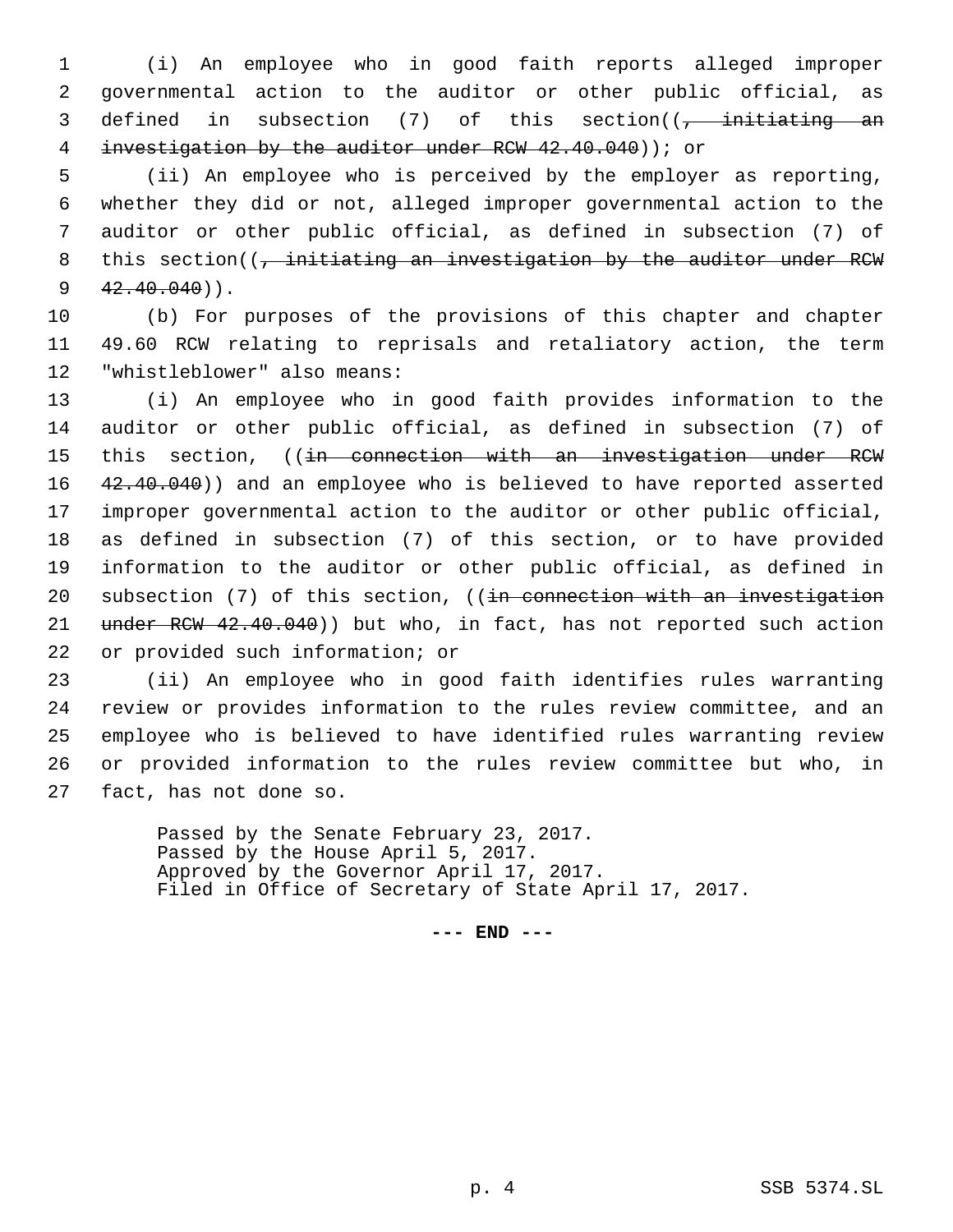(i) An employee who in good faith reports alleged improper governmental action to the auditor or other public official, as defined in subsection (7) of this section((~~, initiating an investigation by the auditor under RCW 42.40.040~~)); or

(ii) An employee who is perceived by the employer as reporting, whether they did or not, alleged improper governmental action to the auditor or other public official, as defined in subsection (7) of this section((~~, initiating an investigation by the auditor under RCW 42.40.040~~)).

(b) For purposes of the provisions of this chapter and chapter 49.60 RCW relating to reprisals and retaliatory action, the term "whistleblower" also means:

(i) An employee who in good faith provides information to the auditor or other public official, as defined in subsection (7) of this section, ((~~in connection with an investigation under RCW 42.40.040~~)) and an employee who is believed to have reported asserted improper governmental action to the auditor or other public official, as defined in subsection (7) of this section, or to have provided information to the auditor or other public official, as defined in subsection (7) of this section, ((~~in connection with an investigation under RCW 42.40.040~~)) but who, in fact, has not reported such action or provided such information; or

(ii) An employee who in good faith identifies rules warranting review or provides information to the rules review committee, and an employee who is believed to have identified rules warranting review or provided information to the rules review committee but who, in fact, has not done so.

Passed by the Senate February 23, 2017.
Passed by the House April 5, 2017.
Approved by the Governor April 17, 2017.
Filed in Office of Secretary of State April 17, 2017.

**--- END ---**